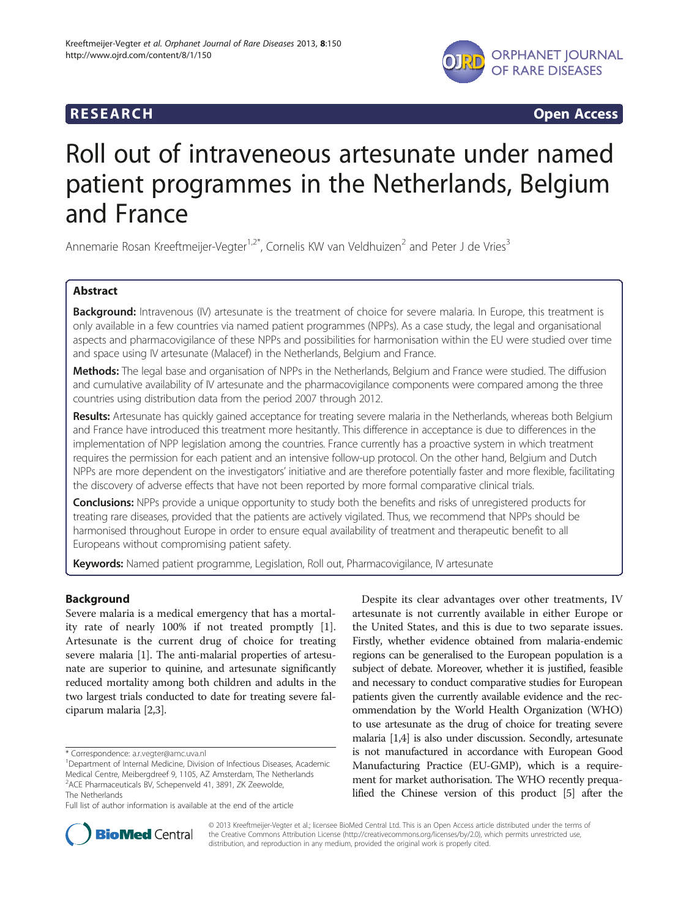**RESEARCH** **Open Access**

# Roll out of intraveneous artesunate under named patient programmes in the Netherlands, Belgium and France

Annemarie Rosan Kreeftmeijer-Vegter[1,2*], Cornelis KW van Veldhuizen[2] and Peter J de Vries[3]

## Abstract

**Background:** Intravenous (IV) artesunate is the treatment of choice for severe malaria. In Europe, this treatment is only available in a few countries via named patient programmes (NPPs). As a case study, the legal and organisational aspects and pharmacovigilance of these NPPs and possibilities for harmonisation within the EU were studied over time and space using IV artesunate (Malacef) in the Netherlands, Belgium and France.

**Methods:** The legal base and organisation of NPPs in the Netherlands, Belgium and France were studied. The diffusion and cumulative availability of IV artesunate and the pharmacovigilance components were compared among the three countries using distribution data from the period 2007 through 2012.

**Results:** Artesunate has quickly gained acceptance for treating severe malaria in the Netherlands, whereas both Belgium and France have introduced this treatment more hesitantly. This difference in acceptance is due to differences in the implementation of NPP legislation among the countries. France currently has a proactive system in which treatment requires the permission for each patient and an intensive follow-up protocol. On the other hand, Belgium and Dutch NPPs are more dependent on the investigators' initiative and are therefore potentially faster and more flexible, facilitating the discovery of adverse effects that have not been reported by more formal comparative clinical trials.

**Conclusions:** NPPs provide a unique opportunity to study both the benefits and risks of unregistered products for treating rare diseases, provided that the patients are actively vigilated. Thus, we recommend that NPPs should be harmonised throughout Europe in order to ensure equal availability of treatment and therapeutic benefit to all Europeans without compromising patient safety.

**Keywords:** Named patient programme, Legislation, Roll out, Pharmacovigilance, IV artesunate

## Background

Severe malaria is a medical emergency that has a mortality rate of nearly 100% if not treated promptly [1]. Artesunate is the current drug of choice for treating severe malaria [1]. The anti-malarial properties of artesunate are superior to quinine, and artesunate significantly reduced mortality among both children and adults in the two largest trials conducted to date for treating severe falciparum malaria [2,3].

Despite its clear advantages over other treatments, IV artesunate is not currently available in either Europe or the United States, and this is due to two separate issues. Firstly, whether evidence obtained from malaria-endemic regions can be generalised to the European population is a subject of debate. Moreover, whether it is justified, feasible and necessary to conduct comparative studies for European patients given the currently available evidence and the recommendation by the World Health Organization (WHO) to use artesunate as the drug of choice for treating severe malaria [1,4] is also under discussion. Secondly, artesunate is not manufactured in accordance with European Good Manufacturing Practice (EU-GMP), which is a requirement for market authorisation. The WHO recently prequalified the Chinese version of this product [5] after the

\* Correspondence: a.r.vegter@amc.uva.nl
[1]Department of Internal Medicine, Division of Infectious Diseases, Academic Medical Centre, Meibergdreef 9, 1105, AZ Amsterdam, The Netherlands
[2]ACE Pharmaceuticals BV, Schepenveld 41, 3891, ZK Zeewolde, The Netherlands
Full list of author information is available at the end of the article

© 2013 Kreeftmeijer-Vegter et al.; licensee BioMed Central Ltd. This is an Open Access article distributed under the terms of the Creative Commons Attribution License (http://creativecommons.org/licenses/by/2.0), which permits unrestricted use, distribution, and reproduction in any medium, provided the original work is properly cited.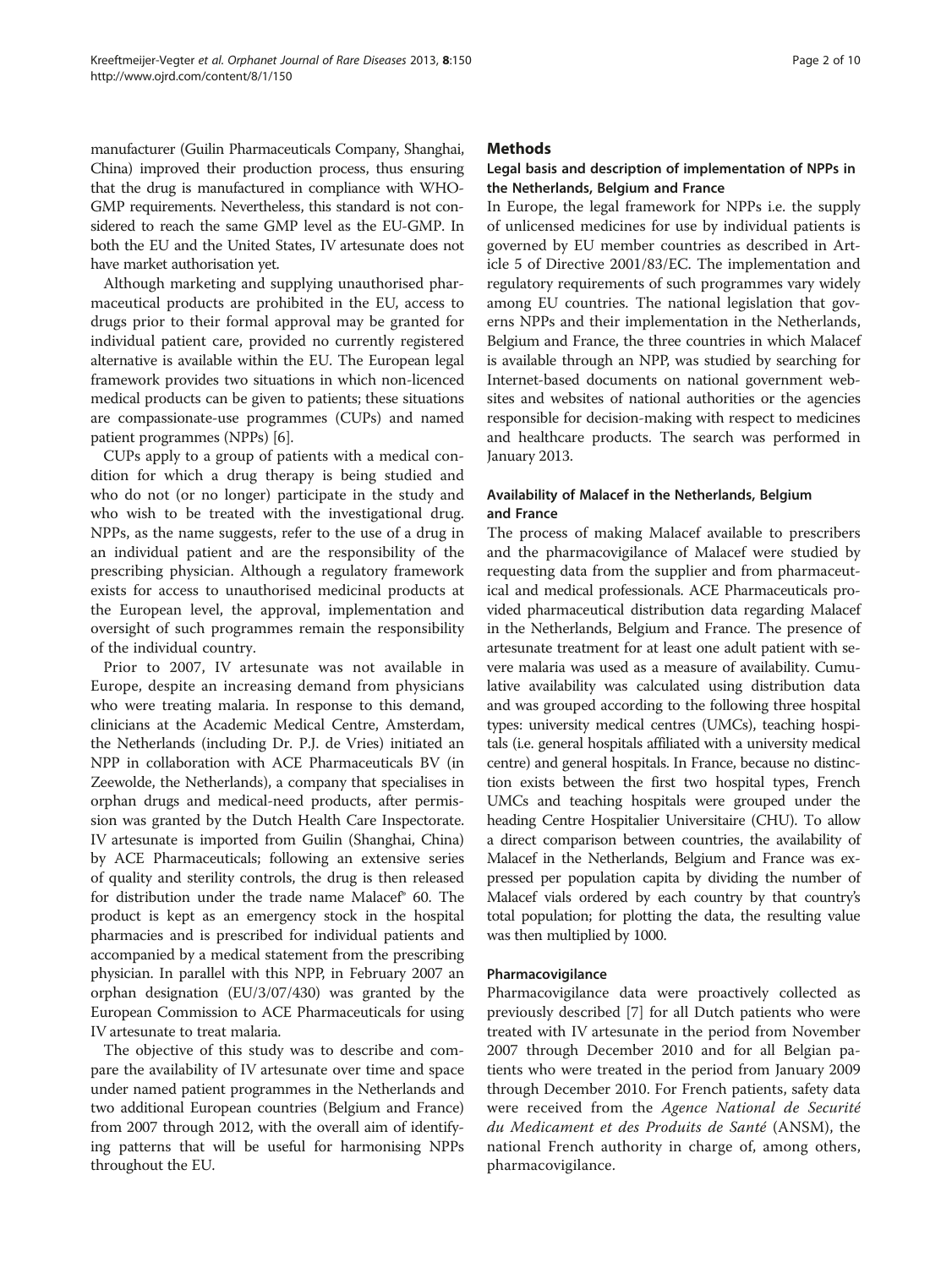manufacturer (Guilin Pharmaceuticals Company, Shanghai, China) improved their production process, thus ensuring that the drug is manufactured in compliance with WHO-GMP requirements. Nevertheless, this standard is not considered to reach the same GMP level as the EU-GMP. In both the EU and the United States, IV artesunate does not have market authorisation yet.

Although marketing and supplying unauthorised pharmaceutical products are prohibited in the EU, access to drugs prior to their formal approval may be granted for individual patient care, provided no currently registered alternative is available within the EU. The European legal framework provides two situations in which non-licenced medical products can be given to patients; these situations are compassionate-use programmes (CUPs) and named patient programmes (NPPs) [6].

CUPs apply to a group of patients with a medical condition for which a drug therapy is being studied and who do not (or no longer) participate in the study and who wish to be treated with the investigational drug. NPPs, as the name suggests, refer to the use of a drug in an individual patient and are the responsibility of the prescribing physician. Although a regulatory framework exists for access to unauthorised medicinal products at the European level, the approval, implementation and oversight of such programmes remain the responsibility of the individual country.

Prior to 2007, IV artesunate was not available in Europe, despite an increasing demand from physicians who were treating malaria. In response to this demand, clinicians at the Academic Medical Centre, Amsterdam, the Netherlands (including Dr. P.J. de Vries) initiated an NPP in collaboration with ACE Pharmaceuticals BV (in Zeewolde, the Netherlands), a company that specialises in orphan drugs and medical-need products, after permission was granted by the Dutch Health Care Inspectorate. IV artesunate is imported from Guilin (Shanghai, China) by ACE Pharmaceuticals; following an extensive series of quality and sterility controls, the drug is then released for distribution under the trade name Malacef® 60. The product is kept as an emergency stock in the hospital pharmacies and is prescribed for individual patients and accompanied by a medical statement from the prescribing physician. In parallel with this NPP, in February 2007 an orphan designation (EU/3/07/430) was granted by the European Commission to ACE Pharmaceuticals for using IV artesunate to treat malaria.

The objective of this study was to describe and compare the availability of IV artesunate over time and space under named patient programmes in the Netherlands and two additional European countries (Belgium and France) from 2007 through 2012, with the overall aim of identifying patterns that will be useful for harmonising NPPs throughout the EU.

## Methods

### Legal basis and description of implementation of NPPs in the Netherlands, Belgium and France

In Europe, the legal framework for NPPs i.e. the supply of unlicensed medicines for use by individual patients is governed by EU member countries as described in Article 5 of Directive 2001/83/EC. The implementation and regulatory requirements of such programmes vary widely among EU countries. The national legislation that governs NPPs and their implementation in the Netherlands, Belgium and France, the three countries in which Malacef is available through an NPP, was studied by searching for Internet-based documents on national government websites and websites of national authorities or the agencies responsible for decision-making with respect to medicines and healthcare products. The search was performed in January 2013.

### Availability of Malacef in the Netherlands, Belgium and France

The process of making Malacef available to prescribers and the pharmacovigilance of Malacef were studied by requesting data from the supplier and from pharmaceutical and medical professionals. ACE Pharmaceuticals provided pharmaceutical distribution data regarding Malacef in the Netherlands, Belgium and France. The presence of artesunate treatment for at least one adult patient with severe malaria was used as a measure of availability. Cumulative availability was calculated using distribution data and was grouped according to the following three hospital types: university medical centres (UMCs), teaching hospitals (i.e. general hospitals affiliated with a university medical centre) and general hospitals. In France, because no distinction exists between the first two hospital types, French UMCs and teaching hospitals were grouped under the heading Centre Hospitalier Universitaire (CHU). To allow a direct comparison between countries, the availability of Malacef in the Netherlands, Belgium and France was expressed per population capita by dividing the number of Malacef vials ordered by each country by that country's total population; for plotting the data, the resulting value was then multiplied by 1000.

#### Pharmacovigilance

Pharmacovigilance data were proactively collected as previously described [7] for all Dutch patients who were treated with IV artesunate in the period from November 2007 through December 2010 and for all Belgian patients who were treated in the period from January 2009 through December 2010. For French patients, safety data were received from the *Agence National de Securité du Medicament et des Produits de Santé* (ANSM), the national French authority in charge of, among others, pharmacovigilance.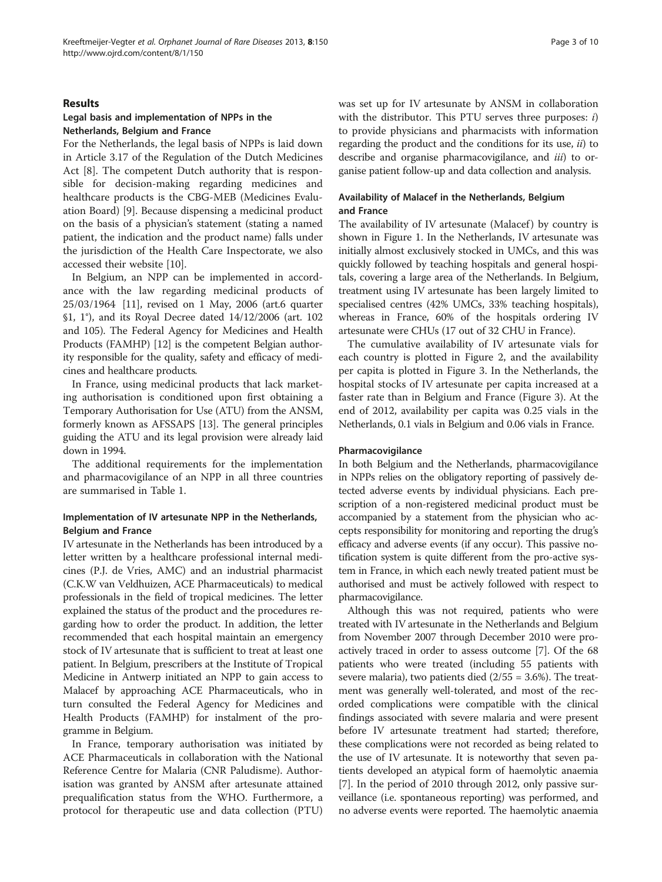## Results

### Legal basis and implementation of NPPs in the Netherlands, Belgium and France

For the Netherlands, the legal basis of NPPs is laid down in Article 3.17 of the Regulation of the Dutch Medicines Act [8]. The competent Dutch authority that is responsible for decision-making regarding medicines and healthcare products is the CBG-MEB (Medicines Evaluation Board) [9]. Because dispensing a medicinal product on the basis of a physician's statement (stating a named patient, the indication and the product name) falls under the jurisdiction of the Health Care Inspectorate, we also accessed their website [10].

In Belgium, an NPP can be implemented in accordance with the law regarding medicinal products of 25/03/1964 [11], revised on 1 May, 2006 (art.6 quarter §1, 1°), and its Royal Decree dated 14/12/2006 (art. 102 and 105). The Federal Agency for Medicines and Health Products (FAMHP) [12] is the competent Belgian authority responsible for the quality, safety and efficacy of medicines and healthcare products.

In France, using medicinal products that lack marketing authorisation is conditioned upon first obtaining a Temporary Authorisation for Use (ATU) from the ANSM, formerly known as AFSSAPS [13]. The general principles guiding the ATU and its legal provision were already laid down in 1994.

The additional requirements for the implementation and pharmacovigilance of an NPP in all three countries are summarised in Table 1.

### Implementation of IV artesunate NPP in the Netherlands, Belgium and France

IV artesunate in the Netherlands has been introduced by a letter written by a healthcare professional internal medicines (P.J. de Vries, AMC) and an industrial pharmacist (C.K.W van Veldhuizen, ACE Pharmaceuticals) to medical professionals in the field of tropical medicines. The letter explained the status of the product and the procedures regarding how to order the product. In addition, the letter recommended that each hospital maintain an emergency stock of IV artesunate that is sufficient to treat at least one patient. In Belgium, prescribers at the Institute of Tropical Medicine in Antwerp initiated an NPP to gain access to Malacef by approaching ACE Pharmaceuticals, who in turn consulted the Federal Agency for Medicines and Health Products (FAMHP) for instalment of the programme in Belgium.

In France, temporary authorisation was initiated by ACE Pharmaceuticals in collaboration with the National Reference Centre for Malaria (CNR Paludisme). Authorisation was granted by ANSM after artesunate attained prequalification status from the WHO. Furthermore, a protocol for therapeutic use and data collection (PTU) was set up for IV artesunate by ANSM in collaboration with the distributor. This PTU serves three purposes: *i*) to provide physicians and pharmacists with information regarding the product and the conditions for its use, *ii*) to describe and organise pharmacovigilance, and *iii*) to organise patient follow-up and data collection and analysis.

### Availability of Malacef in the Netherlands, Belgium and France

The availability of IV artesunate (Malacef) by country is shown in Figure 1. In the Netherlands, IV artesunate was initially almost exclusively stocked in UMCs, and this was quickly followed by teaching hospitals and general hospitals, covering a large area of the Netherlands. In Belgium, treatment using IV artesunate has been largely limited to specialised centres (42% UMCs, 33% teaching hospitals), whereas in France, 60% of the hospitals ordering IV artesunate were CHUs (17 out of 32 CHU in France).

The cumulative availability of IV artesunate vials for each country is plotted in Figure 2, and the availability per capita is plotted in Figure 3. In the Netherlands, the hospital stocks of IV artesunate per capita increased at a faster rate than in Belgium and France (Figure 3). At the end of 2012, availability per capita was 0.25 vials in the Netherlands, 0.1 vials in Belgium and 0.06 vials in France.

### Pharmacovigilance

In both Belgium and the Netherlands, pharmacovigilance in NPPs relies on the obligatory reporting of passively detected adverse events by individual physicians. Each prescription of a non-registered medicinal product must be accompanied by a statement from the physician who accepts responsibility for monitoring and reporting the drug's efficacy and adverse events (if any occur). This passive notification system is quite different from the pro-active system in France, in which each newly treated patient must be authorised and must be actively followed with respect to pharmacovigilance.

Although this was not required, patients who were treated with IV artesunate in the Netherlands and Belgium from November 2007 through December 2010 were proactively traced in order to assess outcome [7]. Of the 68 patients who were treated (including 55 patients with severe malaria), two patients died (2/55 = 3.6%). The treatment was generally well-tolerated, and most of the recorded complications were compatible with the clinical findings associated with severe malaria and were present before IV artesunate treatment had started; therefore, these complications were not recorded as being related to the use of IV artesunate. It is noteworthy that seven patients developed an atypical form of haemolytic anaemia [7]. In the period of 2010 through 2012, only passive surveillance (i.e. spontaneous reporting) was performed, and no adverse events were reported. The haemolytic anaemia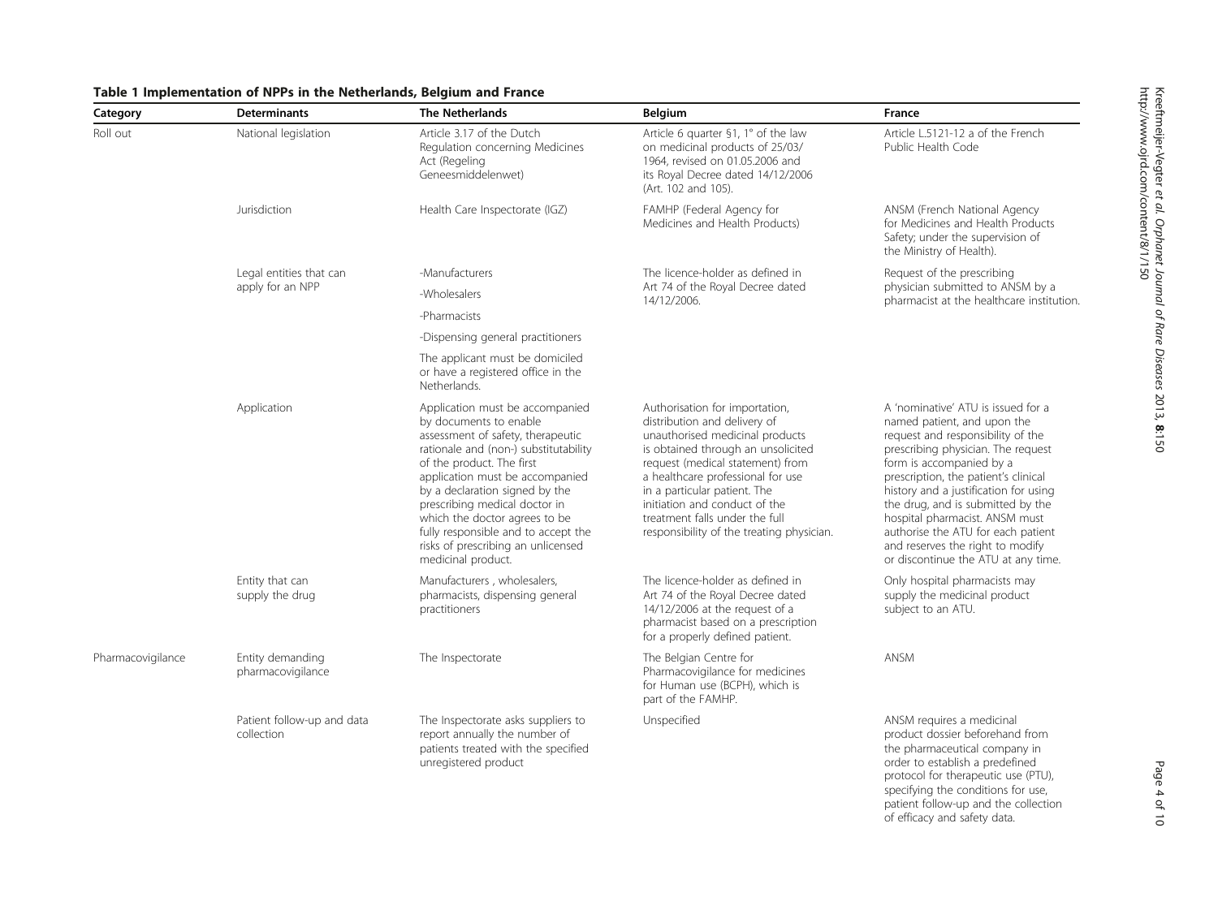**Table 1 Implementation of NPPs in the Netherlands, Belgium and France**

| Category | Determinants | The Netherlands | Belgium | France |
| --- | --- | --- | --- | --- |
| Roll out | National legislation | Article 3.17 of the Dutch Regulation concerning Medicines Act (Regeling Geneesmiddelenwet) | Article 6 quarter §1, 1° of the law on medicinal products of 25/03/1964, revised on 01.05.2006 and its Royal Decree dated 14/12/2006 (Art. 102 and 105). | Article L.5121-12 a of the French Public Health Code |
| | Jurisdiction | Health Care Inspectorate (IGZ) | FAMHP (Federal Agency for Medicines and Health Products) | ANSM (French National Agency for Medicines and Health Products Safety; under the supervision of the Ministry of Health). |
| | Legal entities that can apply for an NPP | -Manufacturers<br>-Wholesalers<br>-Pharmacists<br>-Dispensing general practitioners<br>The applicant must be domiciled or have a registered office in the Netherlands. | The licence-holder as defined in Art 74 of the Royal Decree dated 14/12/2006. | Request of the prescribing physician submitted to ANSM by a pharmacist at the healthcare institution. |
| | Application | Application must be accompanied by documents to enable assessment of safety, therapeutic rationale and (non-) substitutability of the product. The first application must be accompanied by a declaration signed by the prescribing medical doctor in which the doctor agrees to be fully responsible and to accept the risks of prescribing an unlicensed medicinal product. | Authorisation for importation, distribution and delivery of unauthorised medicinal products is obtained through an unsolicited request (medical statement) from a healthcare professional for use in a particular patient. The initiation and conduct of the treatment falls under the full responsibility of the treating physician. | A 'nominative' ATU is issued for a named patient, and upon the request and responsibility of the prescribing physician. The request form is accompanied by a prescription, the patient's clinical history and a justification for using the drug, and is submitted by the hospital pharmacist. ANSM must authorise the ATU for each patient and reserves the right to modify or discontinue the ATU at any time. |
| | Entity that can supply the drug | Manufacturers , wholesalers, pharmacists, dispensing general practitioners | The licence-holder as defined in Art 74 of the Royal Decree dated 14/12/2006 at the request of a pharmacist based on a prescription for a properly defined patient. | Only hospital pharmacists may supply the medicinal product subject to an ATU. |
| Pharmacovigilance | Entity demanding pharmacovigilance | The Inspectorate | The Belgian Centre for Pharmacovigilance for medicines for Human use (BCPH), which is part of the FAMHP. | ANSM |
| | Patient follow-up and data collection | The Inspectorate asks suppliers to report annually the number of patients treated with the specified unregistered product | Unspecified | ANSM requires a medicinal product dossier beforehand from the pharmaceutical company in order to establish a predefined protocol for therapeutic use (PTU), specifying the conditions for use, patient follow-up and the collection of efficacy and safety data. |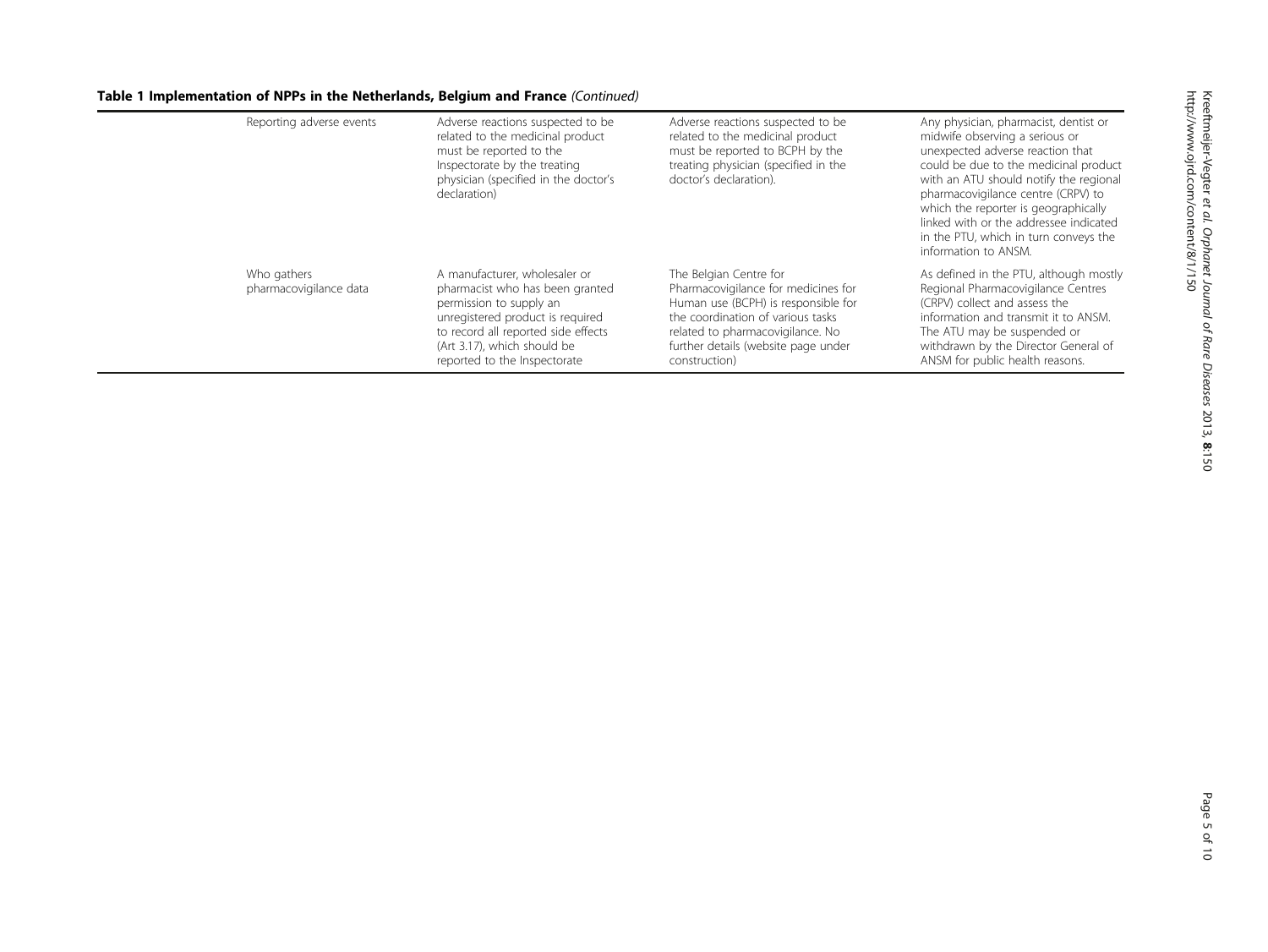**Table 1 Implementation of NPPs in the Netherlands, Belgium and France** *(Continued)*

| | | | |
|---|---|---|---|
| Reporting adverse events | Adverse reactions suspected to be related to the medicinal product must be reported to the Inspectorate by the treating physician (specified in the doctor's declaration) | Adverse reactions suspected to be related to the medicinal product must be reported to BCPH by the treating physician (specified in the doctor's declaration). | Any physician, pharmacist, dentist or midwife observing a serious or unexpected adverse reaction that could be due to the medicinal product with an ATU should notify the regional pharmacovigilance centre (CRPV) to which the reporter is geographically linked with or the addressee indicated in the PTU, which in turn conveys the information to ANSM. |
| Who gathers pharmacovigilance data | A manufacturer, wholesaler or pharmacist who has been granted permission to supply an unregistered product is required to record all reported side effects (Art 3.17), which should be reported to the Inspectorate | The Belgian Centre for Pharmacovigilance for medicines for Human use (BCPH) is responsible for the coordination of various tasks related to pharmacovigilance. No further details (website page under construction) | As defined in the PTU, although mostly Regional Pharmacovigilance Centres (CRPV) collect and assess the information and transmit it to ANSM. The ATU may be suspended or withdrawn by the Director General of ANSM for public health reasons. |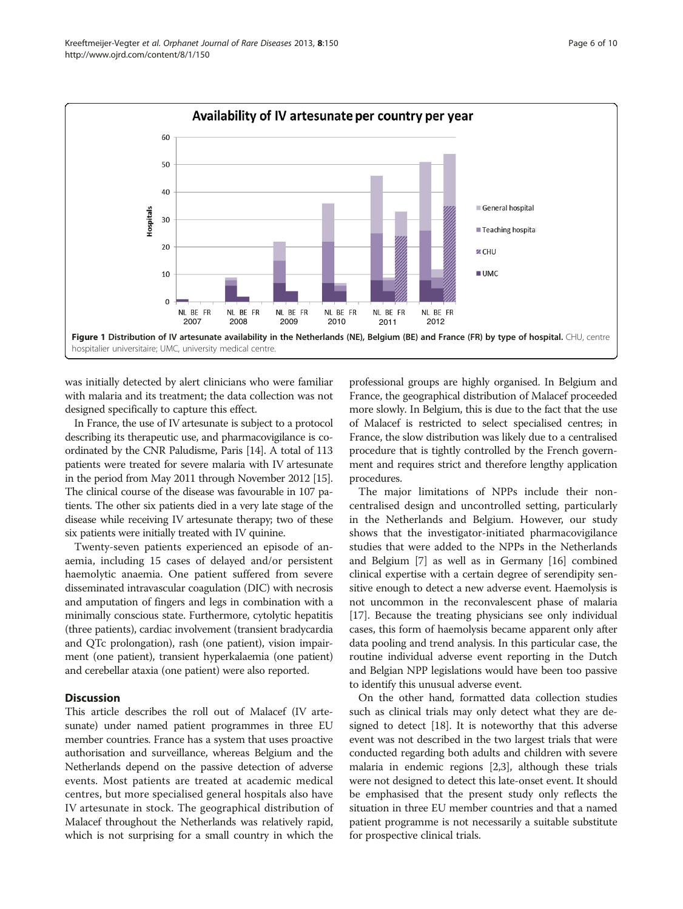**Figure 1 Distribution of IV artesunate availability in the Netherlands (NE), Belgium (BE) and France (FR) by type of hospital.** CHU, centre hospitalier universitaire; UMC, university medical centre.

was initially detected by alert clinicians who were familiar with malaria and its treatment; the data collection was not designed specifically to capture this effect.

In France, the use of IV artesunate is subject to a protocol describing its therapeutic use, and pharmacovigilance is co-ordinated by the CNR Paludisme, Paris [14]. A total of 113 patients were treated for severe malaria with IV artesunate in the period from May 2011 through November 2012 [15]. The clinical course of the disease was favourable in 107 patients. The other six patients died in a very late stage of the disease while receiving IV artesunate therapy; two of these six patients were initially treated with IV quinine.

Twenty-seven patients experienced an episode of anaemia, including 15 cases of delayed and/or persistent haemolytic anaemia. One patient suffered from severe disseminated intravascular coagulation (DIC) with necrosis and amputation of fingers and legs in combination with a minimally conscious state. Furthermore, cytolytic hepatitis (three patients), cardiac involvement (transient bradycardia and QTc prolongation), rash (one patient), vision impairment (one patient), transient hyperkalaemia (one patient) and cerebellar ataxia (one patient) were also reported.

## Discussion

This article describes the roll out of Malacef (IV artesunate) under named patient programmes in three EU member countries. France has a system that uses proactive authorisation and surveillance, whereas Belgium and the Netherlands depend on the passive detection of adverse events. Most patients are treated at academic medical centres, but more specialised general hospitals also have IV artesunate in stock. The geographical distribution of Malacef throughout the Netherlands was relatively rapid, which is not surprising for a small country in which the professional groups are highly organised. In Belgium and France, the geographical distribution of Malacef proceeded more slowly. In Belgium, this is due to the fact that the use of Malacef is restricted to select specialised centres; in France, the slow distribution was likely due to a centralised procedure that is tightly controlled by the French government and requires strict and therefore lengthy application procedures.

The major limitations of NPPs include their non-centralised design and uncontrolled setting, particularly in the Netherlands and Belgium. However, our study shows that the investigator-initiated pharmacovigilance studies that were added to the NPPs in the Netherlands and Belgium [7] as well as in Germany [16] combined clinical expertise with a certain degree of serendipity sensitive enough to detect a new adverse event. Haemolysis is not uncommon in the reconvalescent phase of malaria [17]. Because the treating physicians see only individual cases, this form of haemolysis became apparent only after data pooling and trend analysis. In this particular case, the routine individual adverse event reporting in the Dutch and Belgian NPP legislations would have been too passive to identify this unusual adverse event.

On the other hand, formatted data collection studies such as clinical trials may only detect what they are designed to detect [18]. It is noteworthy that this adverse event was not described in the two largest trials that were conducted regarding both adults and children with severe malaria in endemic regions [2,3], although these trials were not designed to detect this late-onset event. It should be emphasised that the present study only reflects the situation in three EU member countries and that a named patient programme is not necessarily a suitable substitute for prospective clinical trials.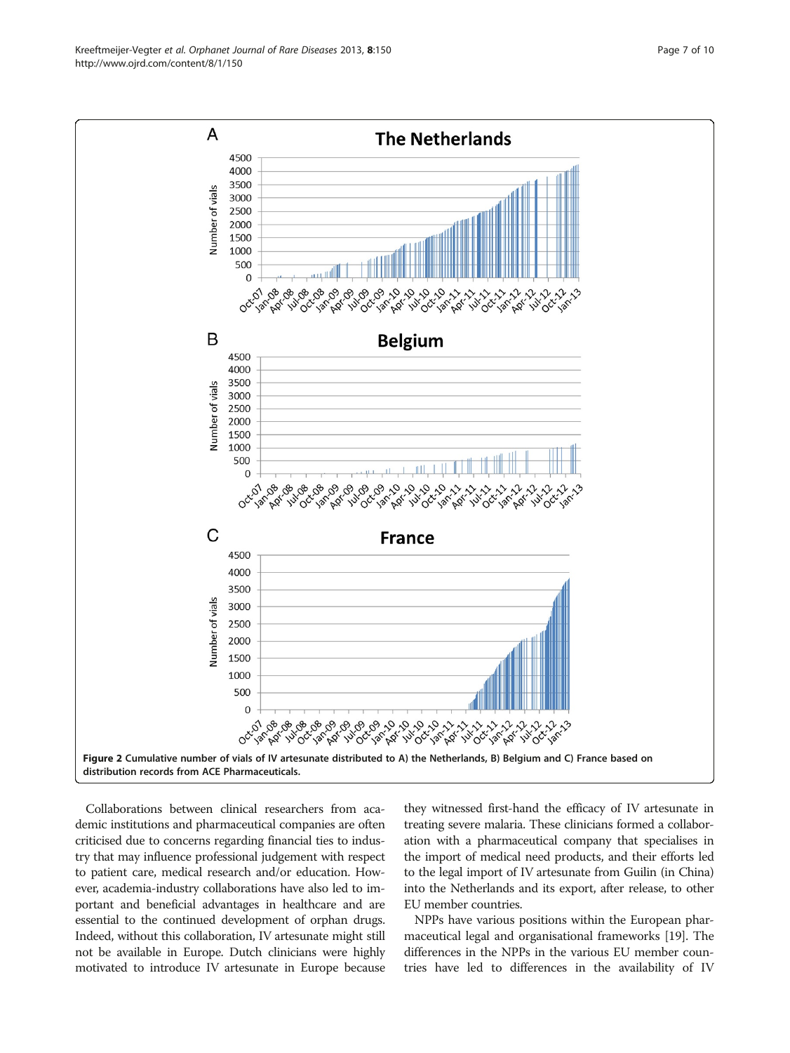Figure 2 Cumulative number of vials of IV artesunate distributed to A) the Netherlands, B) Belgium and C) France based on distribution records from ACE Pharmaceuticals.

Collaborations between clinical researchers from academic institutions and pharmaceutical companies are often criticised due to concerns regarding financial ties to industry that may influence professional judgement with respect to patient care, medical research and/or education. However, academia-industry collaborations have also led to important and beneficial advantages in healthcare and are essential to the continued development of orphan drugs. Indeed, without this collaboration, IV artesunate might still not be available in Europe. Dutch clinicians were highly motivated to introduce IV artesunate in Europe because they witnessed first-hand the efficacy of IV artesunate in treating severe malaria. These clinicians formed a collaboration with a pharmaceutical company that specialises in the import of medical need products, and their efforts led to the legal import of IV artesunate from Guilin (in China) into the Netherlands and its export, after release, to other EU member countries.

NPPs have various positions within the European pharmaceutical legal and organisational frameworks [19]. The differences in the NPPs in the various EU member countries have led to differences in the availability of IV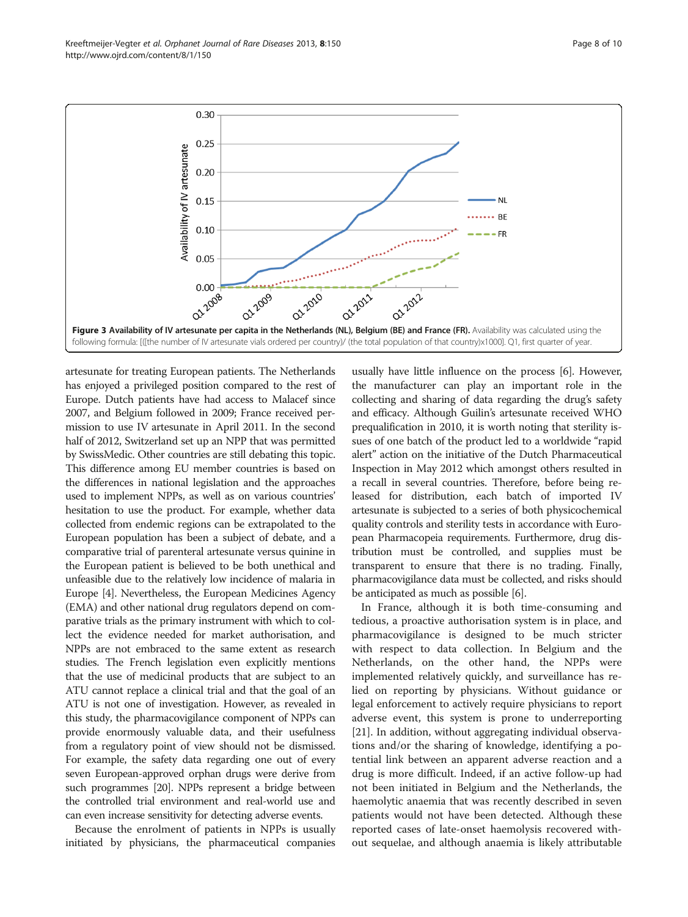**Figure 3 Availability of IV artesunate per capita in the Netherlands (NL), Belgium (BE) and France (FR).** Availability was calculated using the following formula: [((the number of IV artesunate vials ordered per country)/ (the total population of that country)x1000]. Q1, first quarter of year.

artesunate for treating European patients. The Netherlands has enjoyed a privileged position compared to the rest of Europe. Dutch patients have had access to Malacef since 2007, and Belgium followed in 2009; France received permission to use IV artesunate in April 2011. In the second half of 2012, Switzerland set up an NPP that was permitted by SwissMedic. Other countries are still debating this topic. This difference among EU member countries is based on the differences in national legislation and the approaches used to implement NPPs, as well as on various countries' hesitation to use the product. For example, whether data collected from endemic regions can be extrapolated to the European population has been a subject of debate, and a comparative trial of parenteral artesunate versus quinine in the European patient is believed to be both unethical and unfeasible due to the relatively low incidence of malaria in Europe [4]. Nevertheless, the European Medicines Agency (EMA) and other national drug regulators depend on comparative trials as the primary instrument with which to collect the evidence needed for market authorisation, and NPPs are not embraced to the same extent as research studies. The French legislation even explicitly mentions that the use of medicinal products that are subject to an ATU cannot replace a clinical trial and that the goal of an ATU is not one of investigation. However, as revealed in this study, the pharmacovigilance component of NPPs can provide enormously valuable data, and their usefulness from a regulatory point of view should not be dismissed. For example, the safety data regarding one out of every seven European-approved orphan drugs were derive from such programmes [20]. NPPs represent a bridge between the controlled trial environment and real-world use and can even increase sensitivity for detecting adverse events.

Because the enrolment of patients in NPPs is usually initiated by physicians, the pharmaceutical companies usually have little influence on the process [6]. However, the manufacturer can play an important role in the collecting and sharing of data regarding the drug's safety and efficacy. Although Guilin's artesunate received WHO prequalification in 2010, it is worth noting that sterility issues of one batch of the product led to a worldwide "rapid alert" action on the initiative of the Dutch Pharmaceutical Inspection in May 2012 which amongst others resulted in a recall in several countries. Therefore, before being released for distribution, each batch of imported IV artesunate is subjected to a series of both physicochemical quality controls and sterility tests in accordance with European Pharmacopeia requirements. Furthermore, drug distribution must be controlled, and supplies must be transparent to ensure that there is no trading. Finally, pharmacovigilance data must be collected, and risks should be anticipated as much as possible [6].

In France, although it is both time-consuming and tedious, a proactive authorisation system is in place, and pharmacovigilance is designed to be much stricter with respect to data collection. In Belgium and the Netherlands, on the other hand, the NPPs were implemented relatively quickly, and surveillance has relied on reporting by physicians. Without guidance or legal enforcement to actively require physicians to report adverse event, this system is prone to underreporting [21]. In addition, without aggregating individual observations and/or the sharing of knowledge, identifying a potential link between an apparent adverse reaction and a drug is more difficult. Indeed, if an active follow-up had not been initiated in Belgium and the Netherlands, the haemolytic anaemia that was recently described in seven patients would not have been detected. Although these reported cases of late-onset haemolysis recovered without sequelae, and although anaemia is likely attributable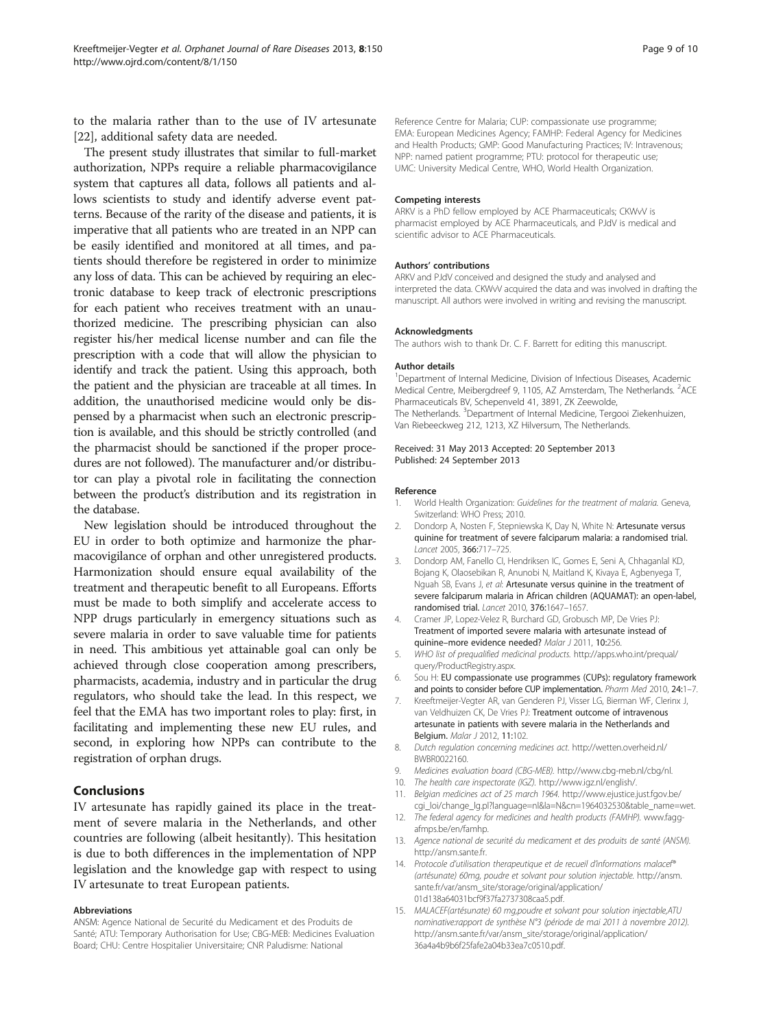to the malaria rather than to the use of IV artesunate [22], additional safety data are needed.

The present study illustrates that similar to full-market authorization, NPPs require a reliable pharmacovigilance system that captures all data, follows all patients and allows scientists to study and identify adverse event patterns. Because of the rarity of the disease and patients, it is imperative that all patients who are treated in an NPP can be easily identified and monitored at all times, and patients should therefore be registered in order to minimize any loss of data. This can be achieved by requiring an electronic database to keep track of electronic prescriptions for each patient who receives treatment with an unauthorized medicine. The prescribing physician can also register his/her medical license number and can file the prescription with a code that will allow the physician to identify and track the patient. Using this approach, both the patient and the physician are traceable at all times. In addition, the unauthorised medicine would only be dispensed by a pharmacist when such an electronic prescription is available, and this should be strictly controlled (and the pharmacist should be sanctioned if the proper procedures are not followed). The manufacturer and/or distributor can play a pivotal role in facilitating the connection between the product's distribution and its registration in the database.

New legislation should be introduced throughout the EU in order to both optimize and harmonize the pharmacovigilance of orphan and other unregistered products. Harmonization should ensure equal availability of the treatment and therapeutic benefit to all Europeans. Efforts must be made to both simplify and accelerate access to NPP drugs particularly in emergency situations such as severe malaria in order to save valuable time for patients in need. This ambitious yet attainable goal can only be achieved through close cooperation among prescribers, pharmacists, academia, industry and in particular the drug regulators, who should take the lead. In this respect, we feel that the EMA has two important roles to play: first, in facilitating and implementing these new EU rules, and second, in exploring how NPPs can contribute to the registration of orphan drugs.

## Conclusions

IV artesunate has rapidly gained its place in the treatment of severe malaria in the Netherlands, and other countries are following (albeit hesitantly). This hesitation is due to both differences in the implementation of NPP legislation and the knowledge gap with respect to using IV artesunate to treat European patients.

#### Abbreviations

ANSM: Agence National de Securité du Medicament et des Produits de Santé; ATU: Temporary Authorisation for Use; CBG-MEB: Medicines Evaluation Board; CHU: Centre Hospitalier Universitaire; CNR Paludisme: National Reference Centre for Malaria; CUP: compassionate use programme; EMA: European Medicines Agency; FAMHP: Federal Agency for Medicines and Health Products; GMP: Good Manufacturing Practices; IV: Intravenous; NPP: named patient programme; PTU: protocol for therapeutic use; UMC: University Medical Centre, WHO, World Health Organization.

#### Competing interests

ARKV is a PhD fellow employed by ACE Pharmaceuticals; CKWvV is pharmacist employed by ACE Pharmaceuticals, and PJdV is medical and scientific advisor to ACE Pharmaceuticals.

#### Authors' contributions

ARKV and PJdV conceived and designed the study and analysed and interpreted the data. CKWvV acquired the data and was involved in drafting the manuscript. All authors were involved in writing and revising the manuscript.

#### Acknowledgments

The authors wish to thank Dr. C. F. Barrett for editing this manuscript.

#### Author details

[1]Department of Internal Medicine, Division of Infectious Diseases, Academic Medical Centre, Meibergdreef 9, 1105, AZ Amsterdam, The Netherlands. [2]ACE Pharmaceuticals BV, Schepenveld 41, 3891, ZK Zeewolde, The Netherlands. [3]Department of Internal Medicine, Tergooi Ziekenhuizen, Van Riebeeckweg 212, 1213, XZ Hilversum, The Netherlands.

Received: 31 May 2013 Accepted: 20 September 2013
Published: 24 September 2013

#### Reference

1. World Health Organization: *Guidelines for the treatment of malaria.* Geneva, Switzerland: WHO Press; 2010.
2. Dondorp A, Nosten F, Stepniewska K, Day N, White N: **Artesunate versus quinine for treatment of severe falciparum malaria: a randomised trial.** *Lancet* 2005, **366:**717–725.
3. Dondorp AM, Fanello CI, Hendriksen IC, Gomes E, Seni A, Chhaganlal KD, Bojang K, Olaosebikan R, Anunobi N, Maitland K, Kivaya E, Agbenyega T, Nguah SB, Evans J, *et al*: **Artesunate versus quinine in the treatment of severe falciparum malaria in African children (AQUAMAT): an open-label, randomised trial.** *Lancet* 2010, **376:**1647–1657.
4. Cramer JP, Lopez-Velez R, Burchard GD, Grobusch MP, De Vries PJ: **Treatment of imported severe malaria with artesunate instead of quinine–more evidence needed?** *Malar J* 2011, **10:**256.
5. *WHO list of prequalified medicinal products.* http://apps.who.int/prequal/query/ProductRegistry.aspx.
6. Sou H: **EU compassionate use programmes (CUPs): regulatory framework and points to consider before CUP implementation.** *Pharm Med* 2010, **24:**1–7.
7. Kreeftmeijer-Vegter AR, van Genderen PJ, Visser LG, Bierman WF, Clerinx J, van Veldhuizen CK, De Vries PJ: **Treatment outcome of intravenous artesunate in patients with severe malaria in the Netherlands and Belgium.** *Malar J* 2012, **11:**102.
8. *Dutch regulation concerning medicines act.* http://wetten.overheid.nl/BWBR0022160.
9. *Medicines evaluation board (CBG-MEB).* http://www.cbg-meb.nl/cbg/nl.
10. *The health care inspectorate (IGZ).* http://www.igz.nl/english/.
11. *Belgian medicines act of 25 march 1964.* http://www.ejustice.just.fgov.be/cgi_loi/change_lg.pl?language=nl&la=N&cn=1964032530&table_name=wet.
12. *The federal agency for medicines and health products (FAMHP).* www.fagg-afmps.be/en/famhp.
13. *Agence national de securité du medicament et des produits de santé (ANSM).* http://ansm.sante.fr.
14. *Protocole d'utilisation therapeutique et de recueil d'informations malacef® (artésunate) 60mg, poudre et solvant pour solution injectable.* http://ansm.sante.fr/var/ansm_site/storage/original/application/01d138a64031bcf9f37fa2737308caa5.pdf.
15. *MALACEF(artésunate) 60 mg,poudre et solvant pour solution injectable,ATU nominative:rapport de synthèse N°3 (période de mai 2011 à novembre 2012).* http://ansm.sante.fr/var/ansm_site/storage/original/application/36a4a4b9b6f25fafe2a04b33ea7c0510.pdf.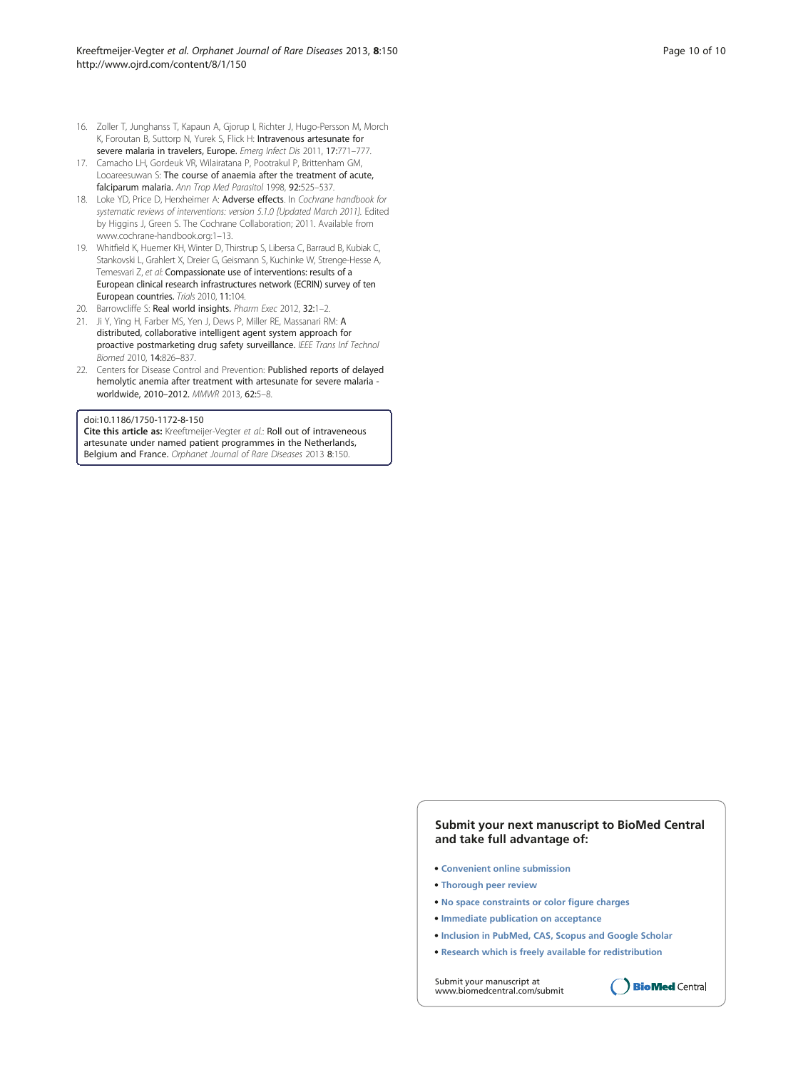16. Zoller T, Junghanss T, Kapaun A, Gjorup I, Richter J, Hugo-Persson M, Morch K, Foroutan B, Suttorp N, Yurek S, Flick H: **Intravenous artesunate for severe malaria in travelers, Europe.** *Emerg Infect Dis* 2011, **17:**771–777.
17. Camacho LH, Gordeuk VR, Wilairatana P, Pootrakul P, Brittenham GM, Looareesuwan S: **The course of anaemia after the treatment of acute, falciparum malaria.** *Ann Trop Med Parasitol* 1998, **92:**525–537.
18. Loke YD, Price D, Herxheimer A: **Adverse effects.** In *Cochrane handbook for systematic reviews of interventions: version 5.1.0 [Updated March 2011].* Edited by Higgins J, Green S. The Cochrane Collaboration; 2011. Available from www.cochrane-handbook.org:1–13.
19. Whitfield K, Huemer KH, Winter D, Thirstrup S, Libersa C, Barraud B, Kubiak C, Stankovski L, Grahlert X, Dreier G, Geismann S, Kuchinke W, Strenge-Hesse A, Temesvari Z, *et al*: **Compassionate use of interventions: results of a European clinical research infrastructures network (ECRIN) survey of ten European countries.** *Trials* 2010, **11:**104.
20. Barrowcliffe S: **Real world insights.** *Pharm Exec* 2012, **32:**1–2.
21. Ji Y, Ying H, Farber MS, Yen J, Dews P, Miller RE, Massanari RM: **A distributed, collaborative intelligent agent system approach for proactive postmarketing drug safety surveillance.** *IEEE Trans Inf Technol Biomed* 2010, **14:**826–837.
22. Centers for Disease Control and Prevention: **Published reports of delayed hemolytic anemia after treatment with artesunate for severe malaria - worldwide, 2010–2012.** *MMWR* 2013, **62:**5–8.

doi:10.1186/1750-1172-8-150

**Cite this article as:** Kreeftmeijer-Vegter *et al.*: **Roll out of intraveneous artesunate under named patient programmes in the Netherlands, Belgium and France.** *Orphanet Journal of Rare Diseases* 2013 **8**:150.

**Submit your next manuscript to BioMed Central and take full advantage of:**

- **Convenient online submission**
- **Thorough peer review**
- **No space constraints or color figure charges**
- **Immediate publication on acceptance**
- **Inclusion in PubMed, CAS, Scopus and Google Scholar**
- **Research which is freely available for redistribution**

Submit your manuscript at www.biomedcentral.com/submit

BioMed Central